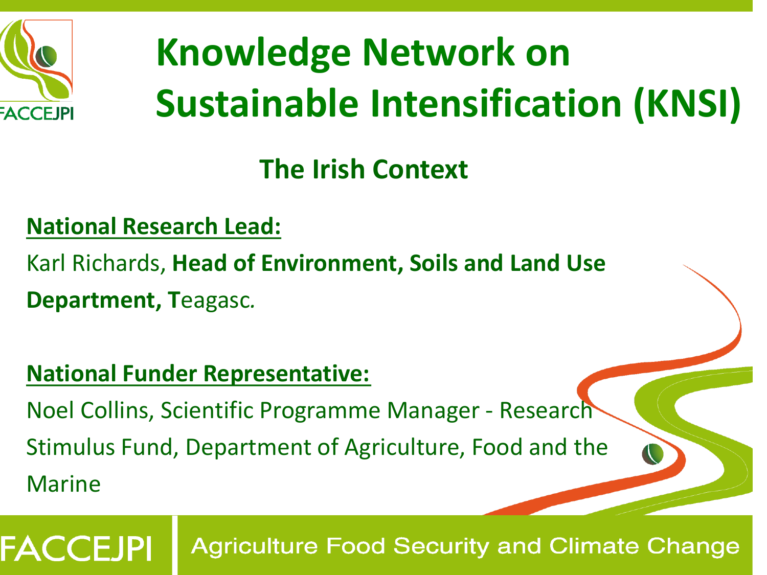# Knowledge Network on Sustainable Intensification (KNSI)

## The Irish Context

**National Research Lead:**

Karl Richards, **Head of Environment, Soils and Land Use Department, T**eagasc.

**National Funder Representative:**

Noel Collins, Scientific Programme Manager - Research Stimulus Fund, Department of Agriculture, Food and the Marine

FACCEJPI | Agriculture Food Security and Climate Change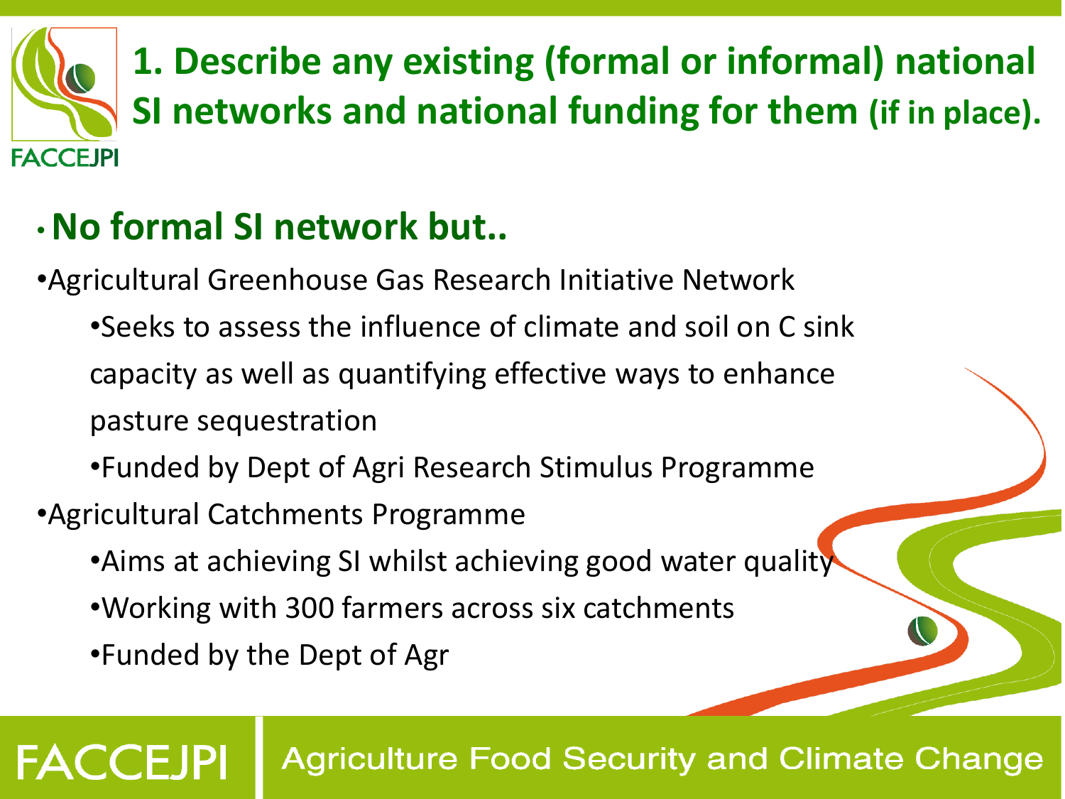# 1. Describe any existing (formal or informal) national SI networks and national funding for them (if in place).

- **No formal SI network but..**
- Agricultural Greenhouse Gas Research Initiative Network
  - Seeks to assess the influence of climate and soil on C sink capacity as well as quantifying effective ways to enhance pasture sequestration
  - Funded by Dept of Agri Research Stimulus Programme
- Agricultural Catchments Programme
  - Aims at achieving SI whilst achieving good water quality
  - Working with 300 farmers across six catchments
  - Funded by the Dept of Agr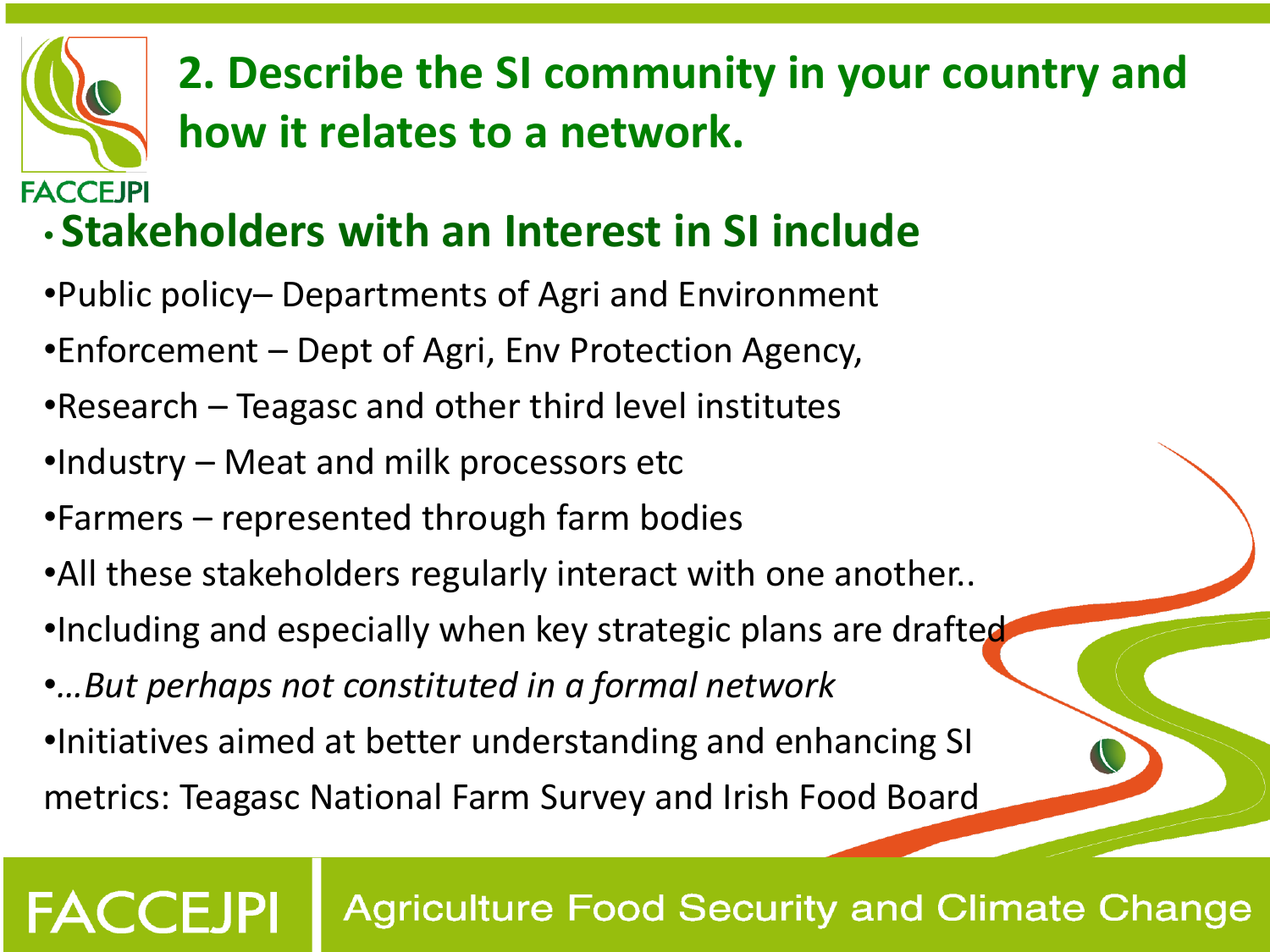## 2. Describe the SI community in your country and how it relates to a network.

- **Stakeholders with an Interest in SI include**

- Public policy– Departments of Agri and Environment
- Enforcement – Dept of Agri, Env Protection Agency,
- Research – Teagasc and other third level institutes
- Industry – Meat and milk processors etc
- Farmers – represented through farm bodies
- All these stakeholders regularly interact with one another..
- Including and especially when key strategic plans are drafted
- *…But perhaps not constituted in a formal network*
- Initiatives aimed at better understanding and enhancing SI metrics: Teagasc National Farm Survey and Irish Food Board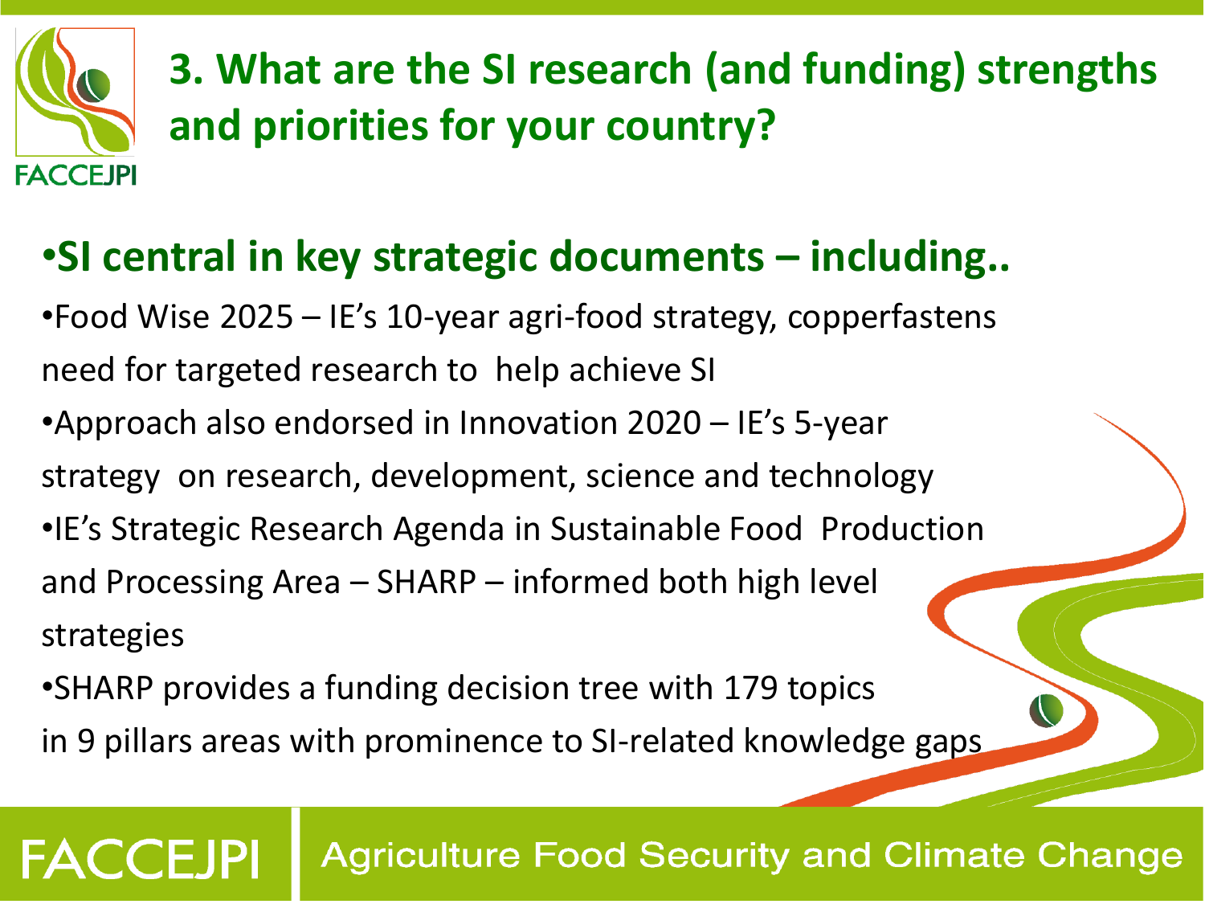# 3. What are the SI research (and funding) strengths and priorities for your country?

## •SI central in key strategic documents – including..

- Food Wise 2025 – IE's 10-year agri-food strategy, copperfastens need for targeted research to help achieve SI
- Approach also endorsed in Innovation 2020 – IE's 5-year strategy on research, development, science and technology
- IE's Strategic Research Agenda in Sustainable Food Production and Processing Area – SHARP – informed both high level strategies
- SHARP provides a funding decision tree with 179 topics in 9 pillars areas with prominence to SI-related knowledge gaps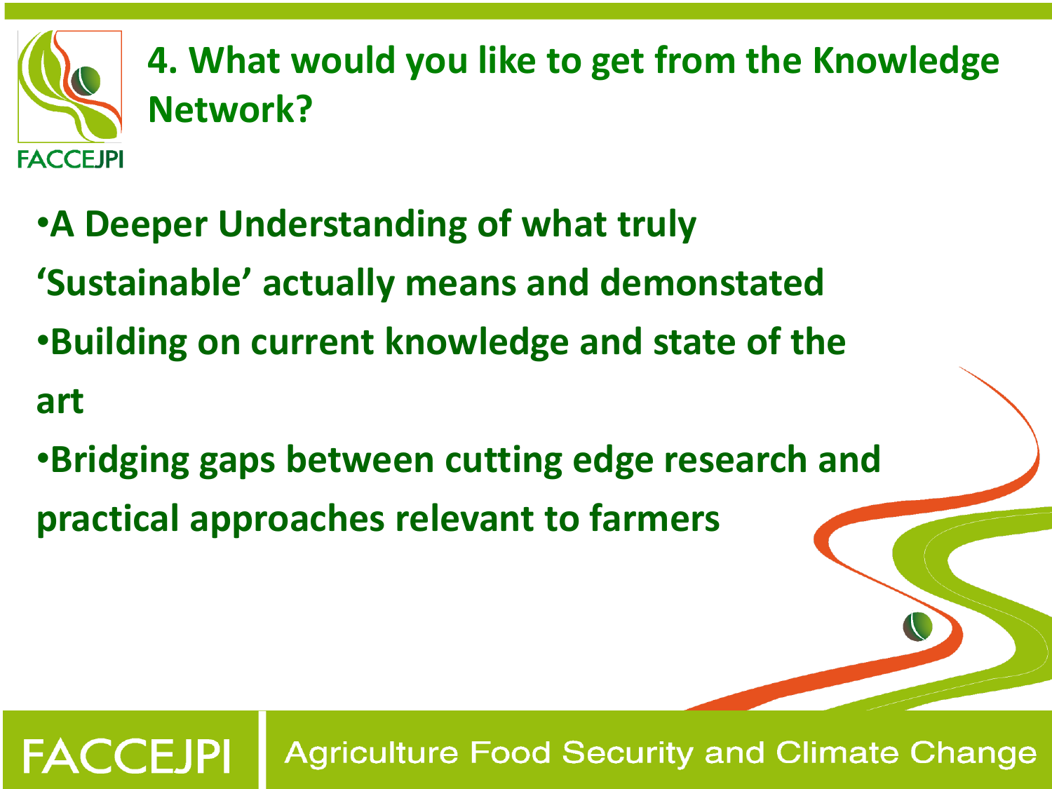# 4. What would you like to get from the Knowledge Network?

- **A Deeper Understanding of what truly 'Sustainable' actually means and demonstated**
- **Building on current knowledge and state of the art**
- **Bridging gaps between cutting edge research and practical approaches relevant to farmers**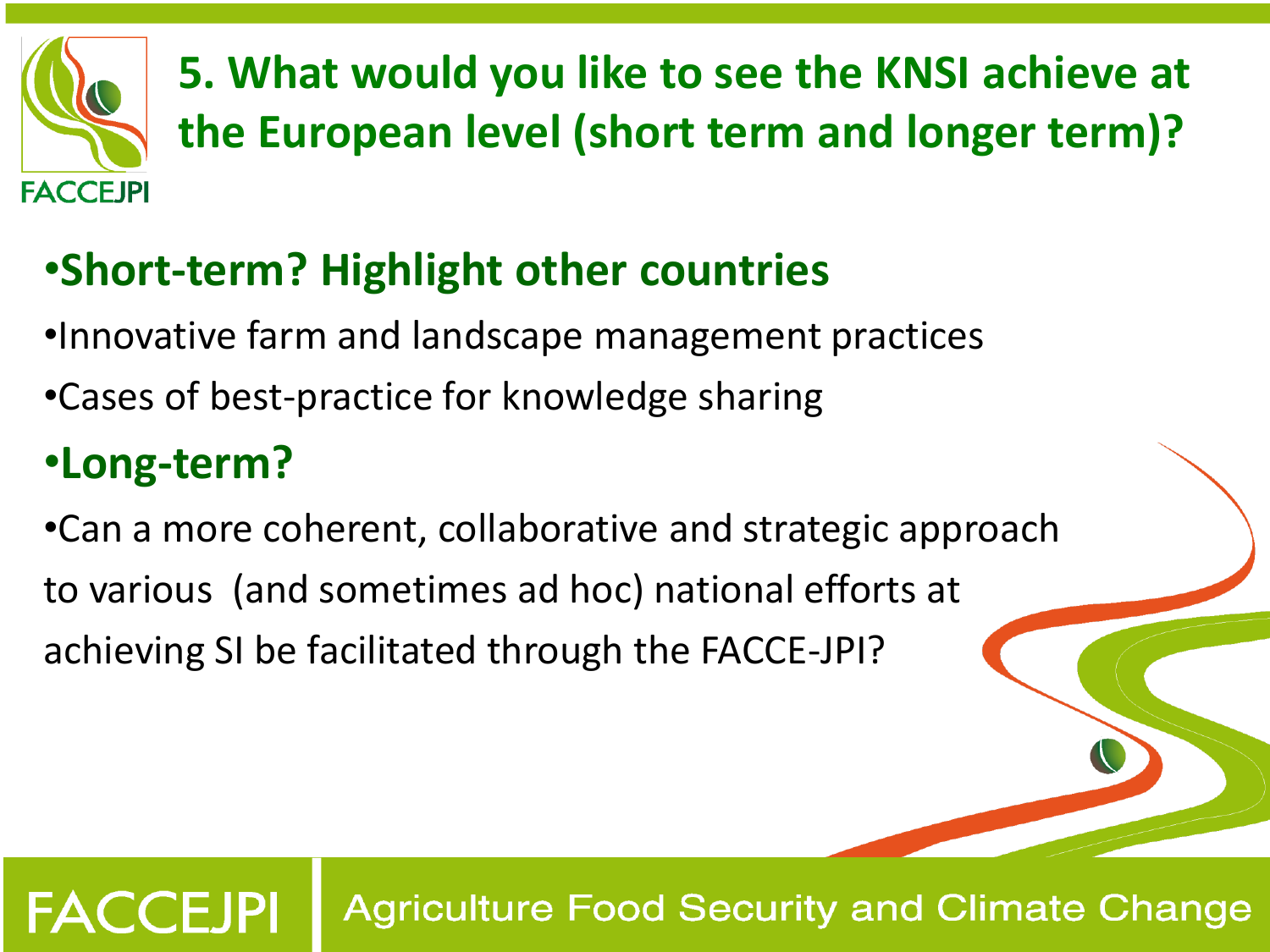# 5. What would you like to see the KNSI achieve at the European level (short term and longer term)?

## •Short-term? Highlight other countries

•Innovative farm and landscape management practices

•Cases of best-practice for knowledge sharing

## •Long-term?

•Can a more coherent, collaborative and strategic approach to various (and sometimes ad hoc) national efforts at achieving SI be facilitated through the FACCE-JPI?